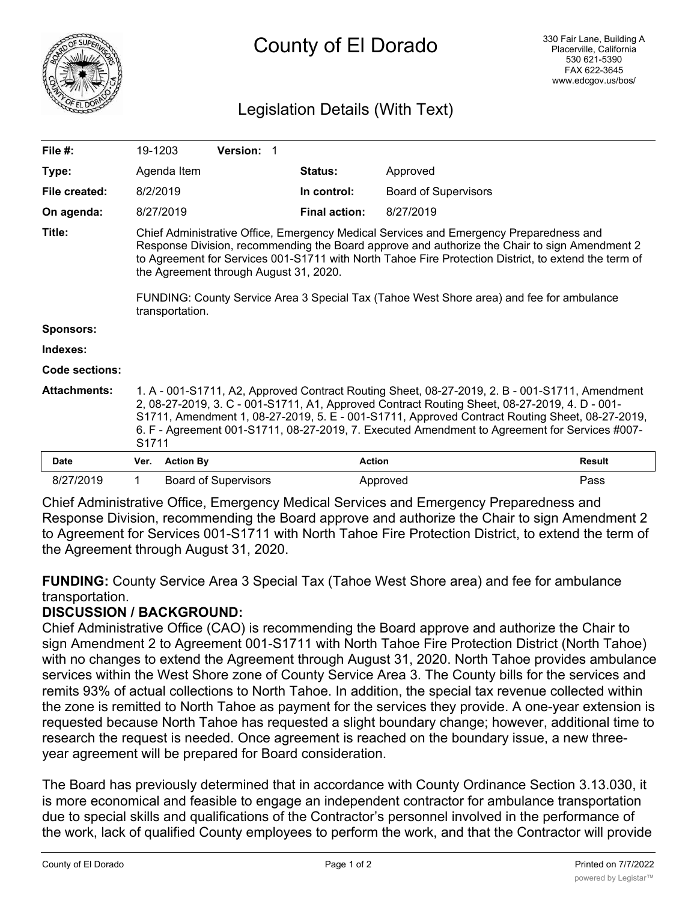# County of El Dorado

330 Fair Lane, Building A
Placerville, California
530 621-5390
FAX 622-3645
www.edcgov.us/bos/

## Legislation Details (With Text)

| | | | |
|---|---|---|---|
| **File #:** | 19-1203 **Version:** 1 | | |
| **Type:** | Agenda Item | **Status:** | Approved |
| **File created:** | 8/2/2019 | **In control:** | Board of Supervisors |
| **On agenda:** | 8/27/2019 | **Final action:** | 8/27/2019 |

**Title:** Chief Administrative Office, Emergency Medical Services and Emergency Preparedness and Response Division, recommending the Board approve and authorize the Chair to sign Amendment 2 to Agreement for Services 001-S1711 with North Tahoe Fire Protection District, to extend the term of the Agreement through August 31, 2020.

FUNDING: County Service Area 3 Special Tax (Tahoe West Shore area) and fee for ambulance transportation.

**Sponsors:**

**Indexes:**

**Code sections:**

**Attachments:** 1. A - 001-S1711, A2, Approved Contract Routing Sheet, 08-27-2019, 2. B - 001-S1711, Amendment 2, 08-27-2019, 3. C - 001-S1711, A1, Approved Contract Routing Sheet, 08-27-2019, 4. D - 001-S1711, Amendment 1, 08-27-2019, 5. E - 001-S1711, Approved Contract Routing Sheet, 08-27-2019, 6. F - Agreement 001-S1711, 08-27-2019, 7. Executed Amendment to Agreement for Services #007-S1711

| Date | Ver. | Action By | Action | Result |
|---|---|---|---|---|
| 8/27/2019 | 1 | Board of Supervisors | Approved | Pass |

Chief Administrative Office, Emergency Medical Services and Emergency Preparedness and Response Division, recommending the Board approve and authorize the Chair to sign Amendment 2 to Agreement for Services 001-S1711 with North Tahoe Fire Protection District, to extend the term of the Agreement through August 31, 2020.

**FUNDING:** County Service Area 3 Special Tax (Tahoe West Shore area) and fee for ambulance transportation.

**DISCUSSION / BACKGROUND:**

Chief Administrative Office (CAO) is recommending the Board approve and authorize the Chair to sign Amendment 2 to Agreement 001-S1711 with North Tahoe Fire Protection District (North Tahoe) with no changes to extend the Agreement through August 31, 2020. North Tahoe provides ambulance services within the West Shore zone of County Service Area 3. The County bills for the services and remits 93% of actual collections to North Tahoe. In addition, the special tax revenue collected within the zone is remitted to North Tahoe as payment for the services they provide. A one-year extension is requested because North Tahoe has requested a slight boundary change; however, additional time to research the request is needed. Once agreement is reached on the boundary issue, a new three-year agreement will be prepared for Board consideration.

The Board has previously determined that in accordance with County Ordinance Section 3.13.030, it is more economical and feasible to engage an independent contractor for ambulance transportation due to special skills and qualifications of the Contractor's personnel involved in the performance of the work, lack of qualified County employees to perform the work, and that the Contractor will provide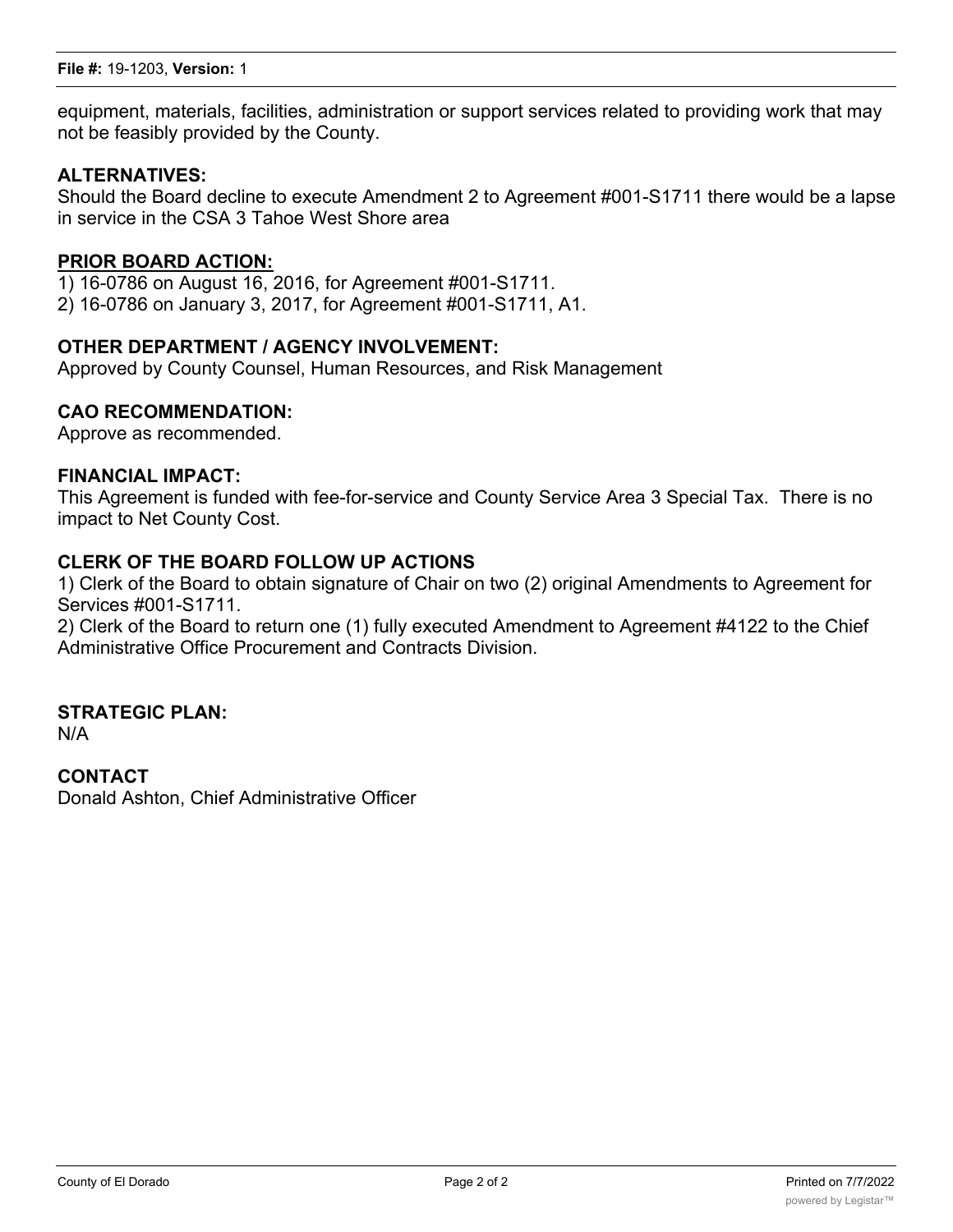equipment, materials, facilities, administration or support services related to providing work that may not be feasibly provided by the County.

**ALTERNATIVES:**
Should the Board decline to execute Amendment 2 to Agreement #001-S1711 there would be a lapse in service in the CSA 3 Tahoe West Shore area

**PRIOR BOARD ACTION:**
1) 16-0786 on August 16, 2016, for Agreement #001-S1711.
2) 16-0786 on January 3, 2017, for Agreement #001-S1711, A1.

**OTHER DEPARTMENT / AGENCY INVOLVEMENT:**
Approved by County Counsel, Human Resources, and Risk Management

**CAO RECOMMENDATION:**
Approve as recommended.

**FINANCIAL IMPACT:**
This Agreement is funded with fee-for-service and County Service Area 3 Special Tax. There is no impact to Net County Cost.

**CLERK OF THE BOARD FOLLOW UP ACTIONS**
1) Clerk of the Board to obtain signature of Chair on two (2) original Amendments to Agreement for Services #001-S1711.
2) Clerk of the Board to return one (1) fully executed Amendment to Agreement #4122 to the Chief Administrative Office Procurement and Contracts Division.

**STRATEGIC PLAN:**
N/A

**CONTACT**
Donald Ashton, Chief Administrative Officer